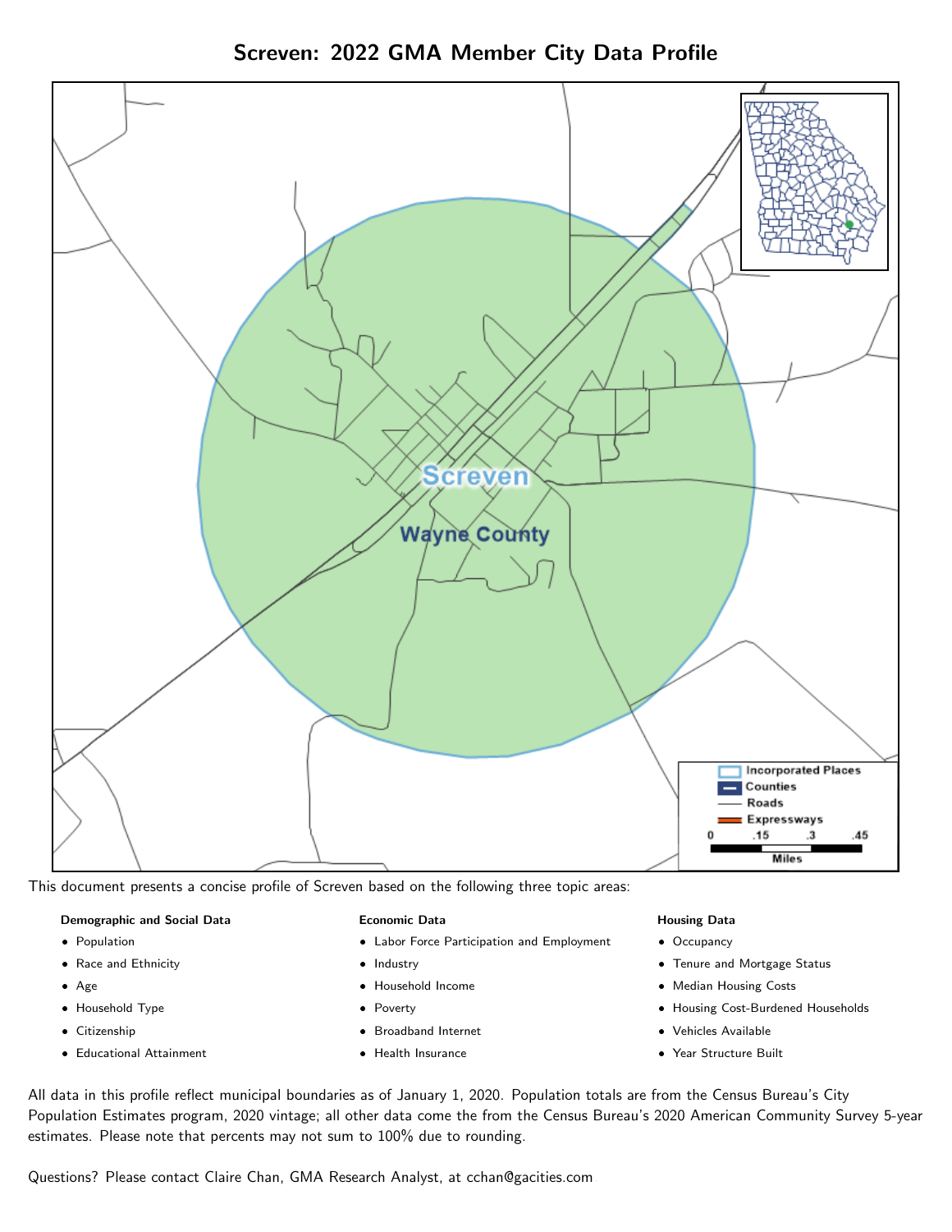# Screven: 2022 GMA Member City Data Profile

This document presents a concise profile of Screven based on the following three topic areas:

**Demographic and Social Data**

- Population
- Race and Ethnicity
- Age
- Household Type
- Citizenship
- Educational Attainment

**Economic Data**

- Labor Force Participation and Employment
- Industry
- Household Income
- Poverty
- Broadband Internet
- Health Insurance

**Housing Data**

- Occupancy
- Tenure and Mortgage Status
- Median Housing Costs
- Housing Cost-Burdened Households
- Vehicles Available
- Year Structure Built

All data in this profile reflect municipal boundaries as of January 1, 2020. Population totals are from the Census Bureau's City Population Estimates program, 2020 vintage; all other data come the from the Census Bureau's 2020 American Community Survey 5-year estimates. Please note that percents may not sum to 100% due to rounding.

Questions? Please contact Claire Chan, GMA Research Analyst, at cchan@gacities.com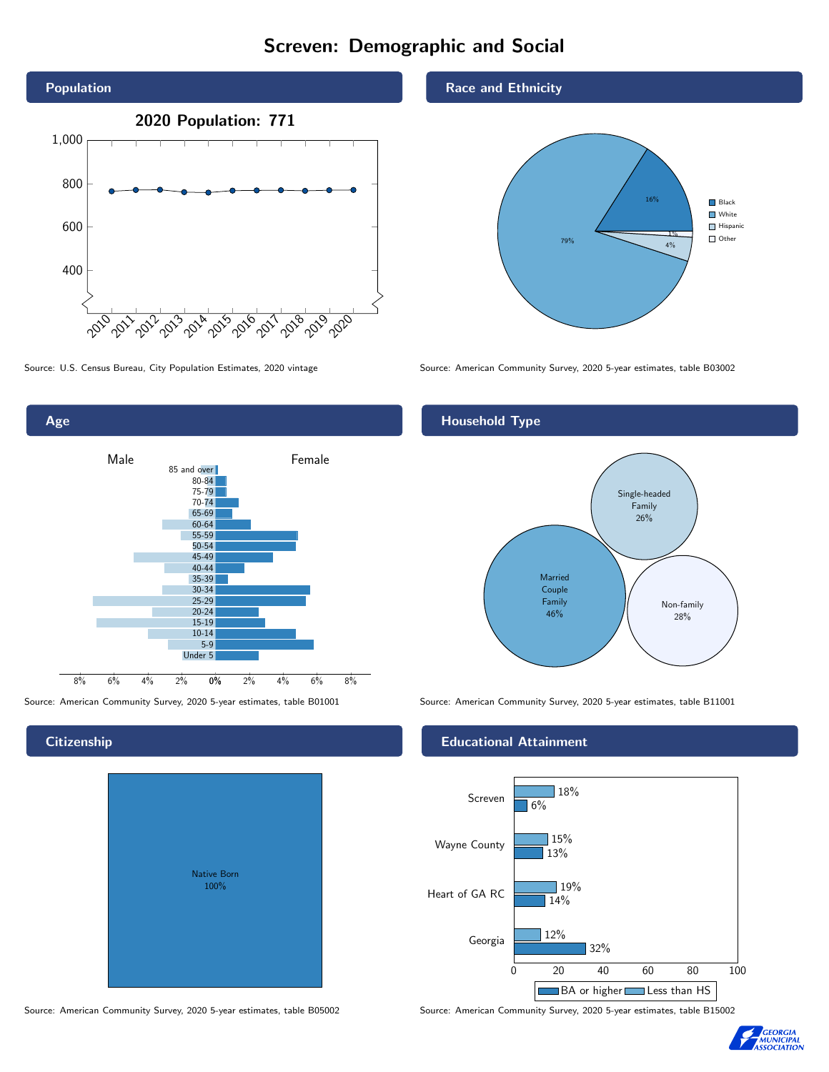# Screven: Demographic and Social

## Population

**2020 Population: 771**

Source: U.S. Census Bureau, City Population Estimates, 2020 vintage

## Race and Ethnicity

| | |
|---|---|
| Black | 16% |
| White | 79% |
| Hispanic | 4% |
| Other | 1% |

Source: American Community Survey, 2020 5-year estimates, table B03002

## Age

Source: American Community Survey, 2020 5-year estimates, table B01001

## Household Type

| | |
|---|---|
| Married Couple Family | 46% |
| Single-headed Family | 26% |
| Non-family | 28% |

Source: American Community Survey, 2020 5-year estimates, table B11001

## Citizenship

Native Born 100%

Source: American Community Survey, 2020 5-year estimates, table B05002

## Educational Attainment

| | Less than HS | BA or higher |
|---|---|---|
| Screven | 18% | 6% |
| Wayne County | 15% | 13% |
| Heart of GA RC | 19% | 14% |
| Georgia | 12% | 32% |

Source: American Community Survey, 2020 5-year estimates, table B15002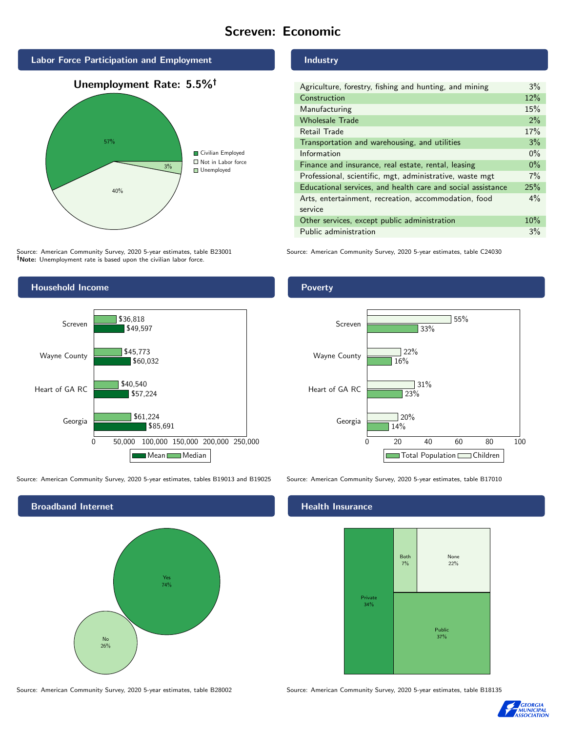# Screven: Economic

## Labor Force Participation and Employment

**Unemployment Rate: 5.5%†**

| Category | Percent |
|---|---|
| Civilian Employed | 57% |
| Not in Labor force | 40% |
| Unemployed | 3% |

Source: American Community Survey, 2020 5-year estimates, table B23001
**†Note:** Unemployment rate is based upon the civilian labor force.

## Industry

| Industry | Percent |
|---|---|
| Agriculture, forestry, fishing and hunting, and mining | 3% |
| Construction | 12% |
| Manufacturing | 15% |
| Wholesale Trade | 2% |
| Retail Trade | 17% |
| Transportation and warehousing, and utilities | 3% |
| Information | 0% |
| Finance and insurance, real estate, rental, leasing | 0% |
| Professional, scientific, mgt, administrative, waste mgt | 7% |
| Educational services, and health care and social assistance | 25% |
| Arts, entertainment, recreation, accommodation, food service | 4% |
| Other services, except public administration | 10% |
| Public administration | 3% |

Source: American Community Survey, 2020 5-year estimates, table C24030

## Household Income

| | Median | Mean |
|---|---|---|
| Screven | $36,818 | $49,597 |
| Wayne County | $45,773 | $60,032 |
| Heart of GA RC | $40,540 | $57,224 |
| Georgia | $61,224 | $85,691 |

Source: American Community Survey, 2020 5-year estimates, tables B19013 and B19025

## Poverty

| | Children | Total Population |
|---|---|---|
| Screven | 55% | 33% |
| Wayne County | 22% | 16% |
| Heart of GA RC | 31% | 23% |
| Georgia | 20% | 14% |

Source: American Community Survey, 2020 5-year estimates, table B17010

## Broadband Internet

| Response | Percent |
|---|---|
| Yes | 74% |
| No | 26% |

Source: American Community Survey, 2020 5-year estimates, table B28002

## Health Insurance

| Type | Percent |
|---|---|
| Private | 34% |
| Both | 7% |
| None | 22% |
| Public | 37% |

Source: American Community Survey, 2020 5-year estimates, table B18135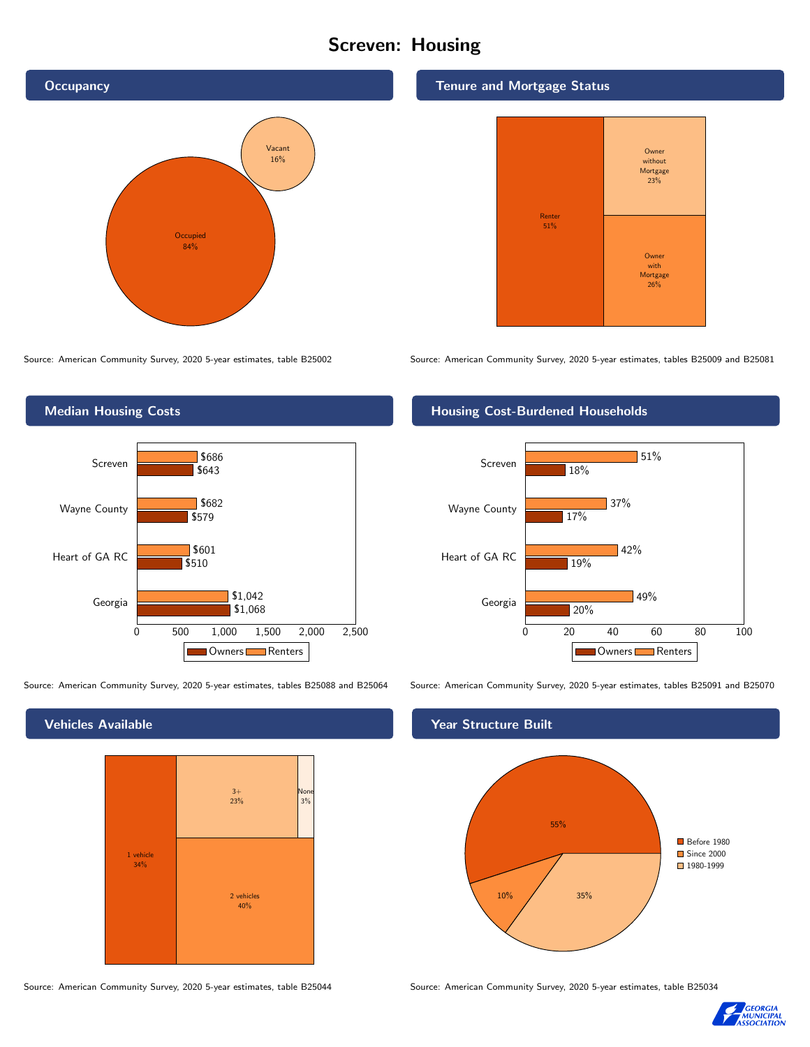# Screven: Housing

## Occupancy

Vacant
16%

Occupied
84%

Source: American Community Survey, 2020 5-year estimates, table B25002

## Tenure and Mortgage Status

Renter
51%

Owner without Mortgage
23%

Owner with Mortgage
26%

Source: American Community Survey, 2020 5-year estimates, tables B25009 and B25081

## Median Housing Costs

Screven
$686
$643

Wayne County
$682
$579

Heart of GA RC
$601
$510

Georgia
$1,042
$1,068

0 500 1,000 1,500 2,000 2,500

Owners Renters

Source: American Community Survey, 2020 5-year estimates, tables B25088 and B25064

## Housing Cost-Burdened Households

Screven
51%
18%

Wayne County
37%
17%

Heart of GA RC
42%
19%

Georgia
49%
20%

0 20 40 60 80 100

Owners Renters

Source: American Community Survey, 2020 5-year estimates, tables B25091 and B25070

## Vehicles Available

1 vehicle
34%

3+
23%

None
3%

2 vehicles
40%

Source: American Community Survey, 2020 5-year estimates, table B25044

## Year Structure Built

55%

10%

35%

Before 1980
Since 2000
1980-1999

Source: American Community Survey, 2020 5-year estimates, table B25034